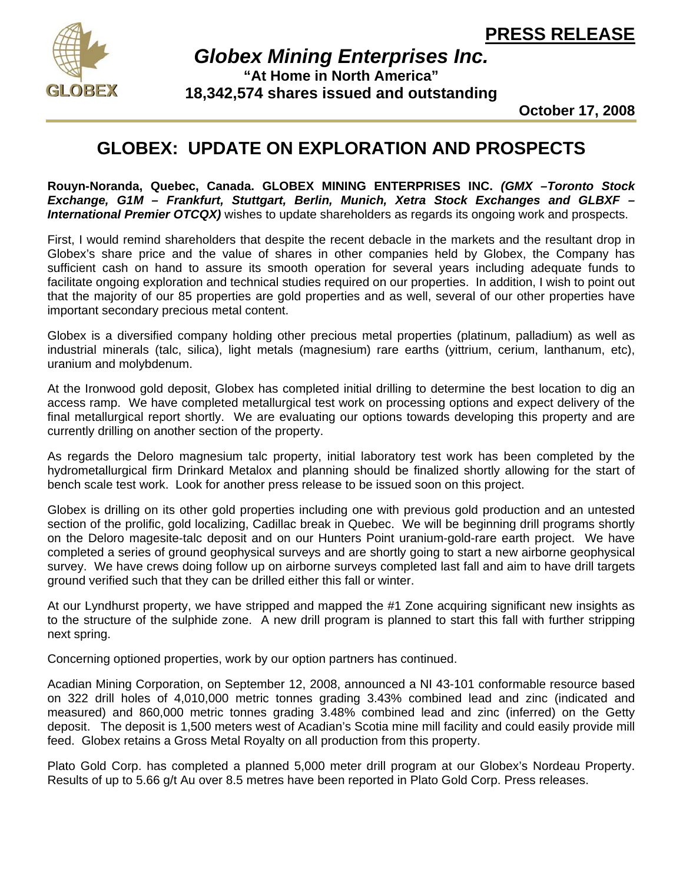**PRESS RELEASE**

# *Globex Mining Enterprises Inc.*

**"At Home in North America"**

**18,342,574 shares issued and outstanding**

**October 17, 2008**

## GLOBEX: UPDATE ON EXPLORATION AND PROSPECTS

**Rouyn-Noranda, Quebec, Canada. GLOBEX MINING ENTERPRISES INC.** ***(GMX –Toronto Stock Exchange, G1M – Frankfurt, Stuttgart, Berlin, Munich, Xetra Stock Exchanges and GLBXF – International Premier OTCQX)*** wishes to update shareholders as regards its ongoing work and prospects.

First, I would remind shareholders that despite the recent debacle in the markets and the resultant drop in Globex's share price and the value of shares in other companies held by Globex, the Company has sufficient cash on hand to assure its smooth operation for several years including adequate funds to facilitate ongoing exploration and technical studies required on our properties. In addition, I wish to point out that the majority of our 85 properties are gold properties and as well, several of our other properties have important secondary precious metal content.

Globex is a diversified company holding other precious metal properties (platinum, palladium) as well as industrial minerals (talc, silica), light metals (magnesium) rare earths (yittrium, cerium, lanthanum, etc), uranium and molybdenum.

At the Ironwood gold deposit, Globex has completed initial drilling to determine the best location to dig an access ramp. We have completed metallurgical test work on processing options and expect delivery of the final metallurgical report shortly. We are evaluating our options towards developing this property and are currently drilling on another section of the property.

As regards the Deloro magnesium talc property, initial laboratory test work has been completed by the hydrometallurgical firm Drinkard Metalox and planning should be finalized shortly allowing for the start of bench scale test work. Look for another press release to be issued soon on this project.

Globex is drilling on its other gold properties including one with previous gold production and an untested section of the prolific, gold localizing, Cadillac break in Quebec. We will be beginning drill programs shortly on the Deloro magesite-talc deposit and on our Hunters Point uranium-gold-rare earth project. We have completed a series of ground geophysical surveys and are shortly going to start a new airborne geophysical survey. We have crews doing follow up on airborne surveys completed last fall and aim to have drill targets ground verified such that they can be drilled either this fall or winter.

At our Lyndhurst property, we have stripped and mapped the #1 Zone acquiring significant new insights as to the structure of the sulphide zone. A new drill program is planned to start this fall with further stripping next spring.

Concerning optioned properties, work by our option partners has continued.

Acadian Mining Corporation, on September 12, 2008, announced a NI 43-101 conformable resource based on 322 drill holes of 4,010,000 metric tonnes grading 3.43% combined lead and zinc (indicated and measured) and 860,000 metric tonnes grading 3.48% combined lead and zinc (inferred) on the Getty deposit. The deposit is 1,500 meters west of Acadian's Scotia mine mill facility and could easily provide mill feed. Globex retains a Gross Metal Royalty on all production from this property.

Plato Gold Corp. has completed a planned 5,000 meter drill program at our Globex's Nordeau Property. Results of up to 5.66 g/t Au over 8.5 metres have been reported in Plato Gold Corp. Press releases.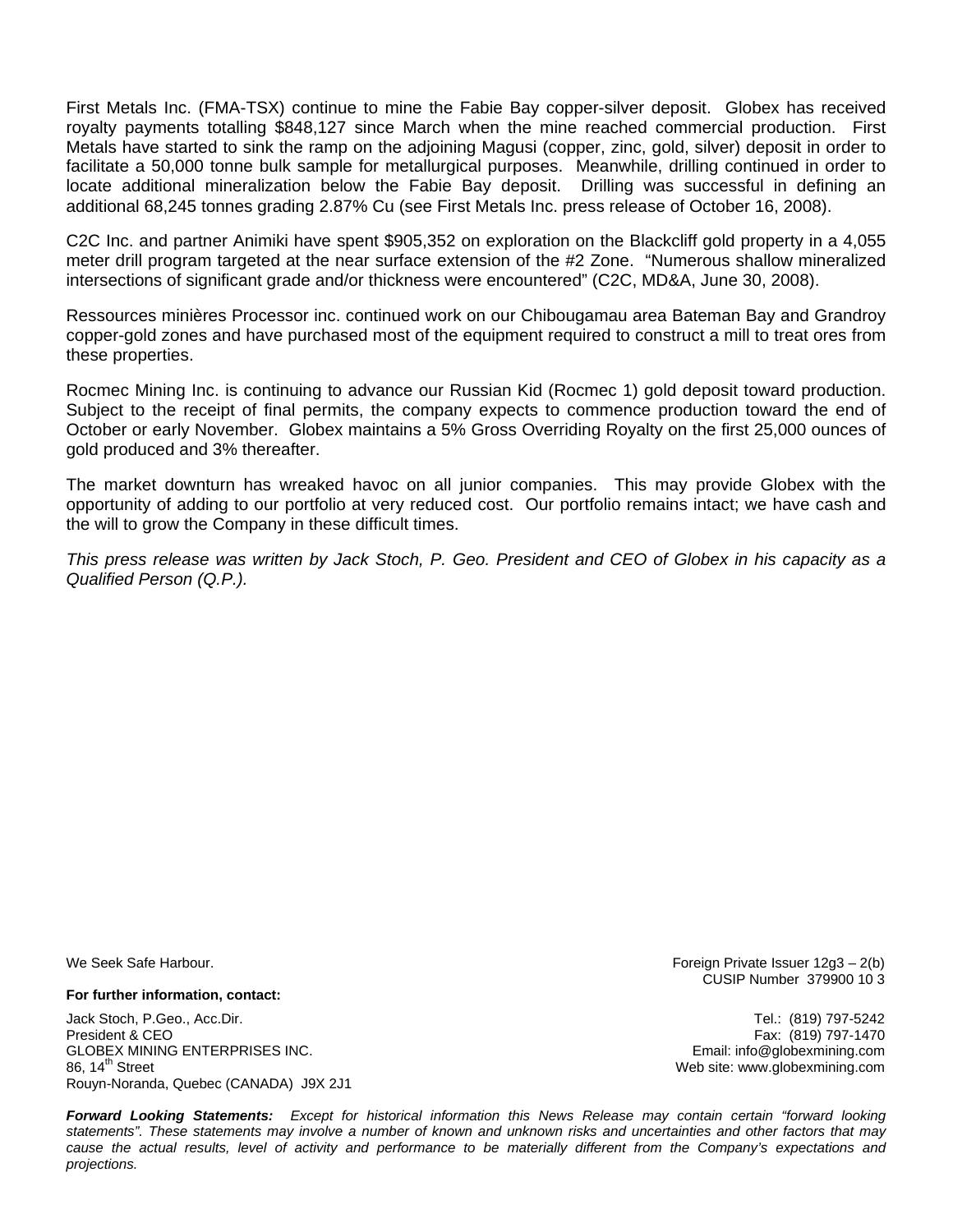First Metals Inc. (FMA-TSX) continue to mine the Fabie Bay copper-silver deposit. Globex has received royalty payments totalling $848,127 since March when the mine reached commercial production. First Metals have started to sink the ramp on the adjoining Magusi (copper, zinc, gold, silver) deposit in order to facilitate a 50,000 tonne bulk sample for metallurgical purposes. Meanwhile, drilling continued in order to locate additional mineralization below the Fabie Bay deposit. Drilling was successful in defining an additional 68,245 tonnes grading 2.87% Cu (see First Metals Inc. press release of October 16, 2008).

C2C Inc. and partner Animiki have spent $905,352 on exploration on the Blackcliff gold property in a 4,055 meter drill program targeted at the near surface extension of the #2 Zone. "Numerous shallow mineralized intersections of significant grade and/or thickness were encountered" (C2C, MD&A, June 30, 2008).

Ressources minières Processor inc. continued work on our Chibougamau area Bateman Bay and Grandroy copper-gold zones and have purchased most of the equipment required to construct a mill to treat ores from these properties.

Rocmec Mining Inc. is continuing to advance our Russian Kid (Rocmec 1) gold deposit toward production. Subject to the receipt of final permits, the company expects to commence production toward the end of October or early November. Globex maintains a 5% Gross Overriding Royalty on the first 25,000 ounces of gold produced and 3% thereafter.

The market downturn has wreaked havoc on all junior companies. This may provide Globex with the opportunity of adding to our portfolio at very reduced cost. Our portfolio remains intact; we have cash and the will to grow the Company in these difficult times.

*This press release was written by Jack Stoch, P. Geo. President and CEO of Globex in his capacity as a Qualified Person (Q.P.).*

We Seek Safe Harbour.

Foreign Private Issuer 12g3 – 2(b)
CUSIP Number 379900 10 3

**For further information, contact:**

Jack Stoch, P.Geo., Acc.Dir.
President & CEO
GLOBEX MINING ENTERPRISES INC.
86, 14th Street
Rouyn-Noranda, Quebec (CANADA) J9X 2J1

Tel.: (819) 797-5242
Fax: (819) 797-1470
Email: info@globexmining.com
Web site: www.globexmining.com

***Forward Looking Statements:*** *Except for historical information this News Release may contain certain "forward looking statements". These statements may involve a number of known and unknown risks and uncertainties and other factors that may cause the actual results, level of activity and performance to be materially different from the Company's expectations and projections.*